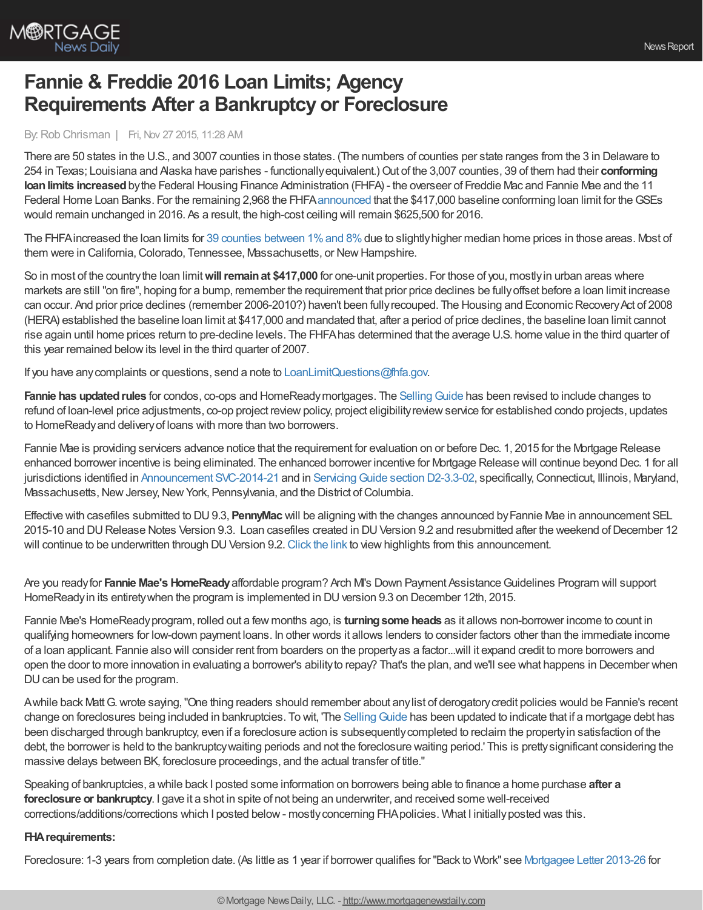# Fannie & Freddie 2016 Loan Limits; Agency Requirements After a Bankruptcy or Foreclosure

By: Rob Chrisman | Fri, Nov 27 2015, 11:28 AM

There are 50 states in the U.S., and 3007 counties in those states. (The numbers of counties per state ranges from the 3 in Delaware to 254 in Texas; Louisiana and Alaska have parishes - functionally equivalent.) Out of the 3,007 counties, 39 of them had their **conforming loan limits increased** by the Federal Housing Finance Administration (FHFA) - the overseer of Freddie Mac and Fannie Mae and the 11 Federal Home Loan Banks. For the remaining 2,968 the FHFA announced that the $417,000 baseline conforming loan limit for the GSEs would remain unchanged in 2016. As a result, the high-cost ceiling will remain $625,500 for 2016.

The FHFA increased the loan limits for 39 counties between 1% and 8% due to slightly higher median home prices in those areas. Most of them were in California, Colorado, Tennessee, Massachusetts, or New Hampshire.

So in most of the country the loan limit **will remain at $417,000** for one-unit properties. For those of you, mostly in urban areas where markets are still "on fire", hoping for a bump, remember the requirement that prior price declines be fully offset before a loan limit increase can occur. And prior price declines (remember 2006-2010?) haven't been fully recouped. The Housing and Economic Recovery Act of 2008 (HERA) established the baseline loan limit at $417,000 and mandated that, after a period of price declines, the baseline loan limit cannot rise again until home prices return to pre-decline levels. The FHFA has determined that the average U.S. home value in the third quarter of this year remained below its level in the third quarter of 2007.

If you have any complaints or questions, send a note to LoanLimitQuestions@fhfa.gov.

**Fannie has updated rules** for condos, co-ops and HomeReady mortgages. The Selling Guide has been revised to include changes to refund of loan-level price adjustments, co-op project review policy, project eligibility review service for established condo projects, updates to HomeReady and delivery of loans with more than two borrowers.

Fannie Mae is providing servicers advance notice that the requirement for evaluation on or before Dec. 1, 2015 for the Mortgage Release enhanced borrower incentive is being eliminated. The enhanced borrower incentive for Mortgage Release will continue beyond Dec. 1 for all jurisdictions identified in Announcement SVC-2014-21 and in Servicing Guide section D2-3.3-02, specifically, Connecticut, Illinois, Maryland, Massachusetts, New Jersey, New York, Pennsylvania, and the District of Columbia.

Effective with casefiles submitted to DU 9.3, **PennyMac** will be aligning with the changes announced by Fannie Mae in announcement SEL 2015-10 and DU Release Notes Version 9.3. Loan casefiles created in DU Version 9.2 and resubmitted after the weekend of December 12 will continue to be underwritten through DU Version 9.2. Click the link to view highlights from this announcement.

Are you ready for **Fannie Mae's HomeReady** affordable program? Arch MI's Down Payment Assistance Guidelines Program will support HomeReady in its entirety when the program is implemented in DU version 9.3 on December 12th, 2015.

Fannie Mae's HomeReady program, rolled out a few months ago, is **turning some heads** as it allows non-borrower income to count in qualifying homeowners for low-down payment loans. In other words it allows lenders to consider factors other than the immediate income of a loan applicant. Fannie also will consider rent from boarders on the property as a factor...will it expand credit to more borrowers and open the door to more innovation in evaluating a borrower's ability to repay? That's the plan, and we'll see what happens in December when DU can be used for the program.

A while back Matt G. wrote saying, "One thing readers should remember about any list of derogatory credit policies would be Fannie's recent change on foreclosures being included in bankruptcies. To wit, 'The Selling Guide has been updated to indicate that if a mortgage debt has been discharged through bankruptcy, even if a foreclosure action is subsequently completed to reclaim the property in satisfaction of the debt, the borrower is held to the bankruptcy waiting periods and not the foreclosure waiting period.' This is pretty significant considering the massive delays between BK, foreclosure proceedings, and the actual transfer of title."

Speaking of bankruptcies, a while back I posted some information on borrowers being able to finance a home purchase **after a foreclosure or bankruptcy**. I gave it a shot in spite of not being an underwriter, and received some well-received corrections/additions/corrections which I posted below - mostly concerning FHA policies. What I initially posted was this.

**FHA requirements:**

Foreclosure: 1-3 years from completion date. (As little as 1 year if borrower qualifies for "Back to Work" see Mortgagee Letter 2013-26 for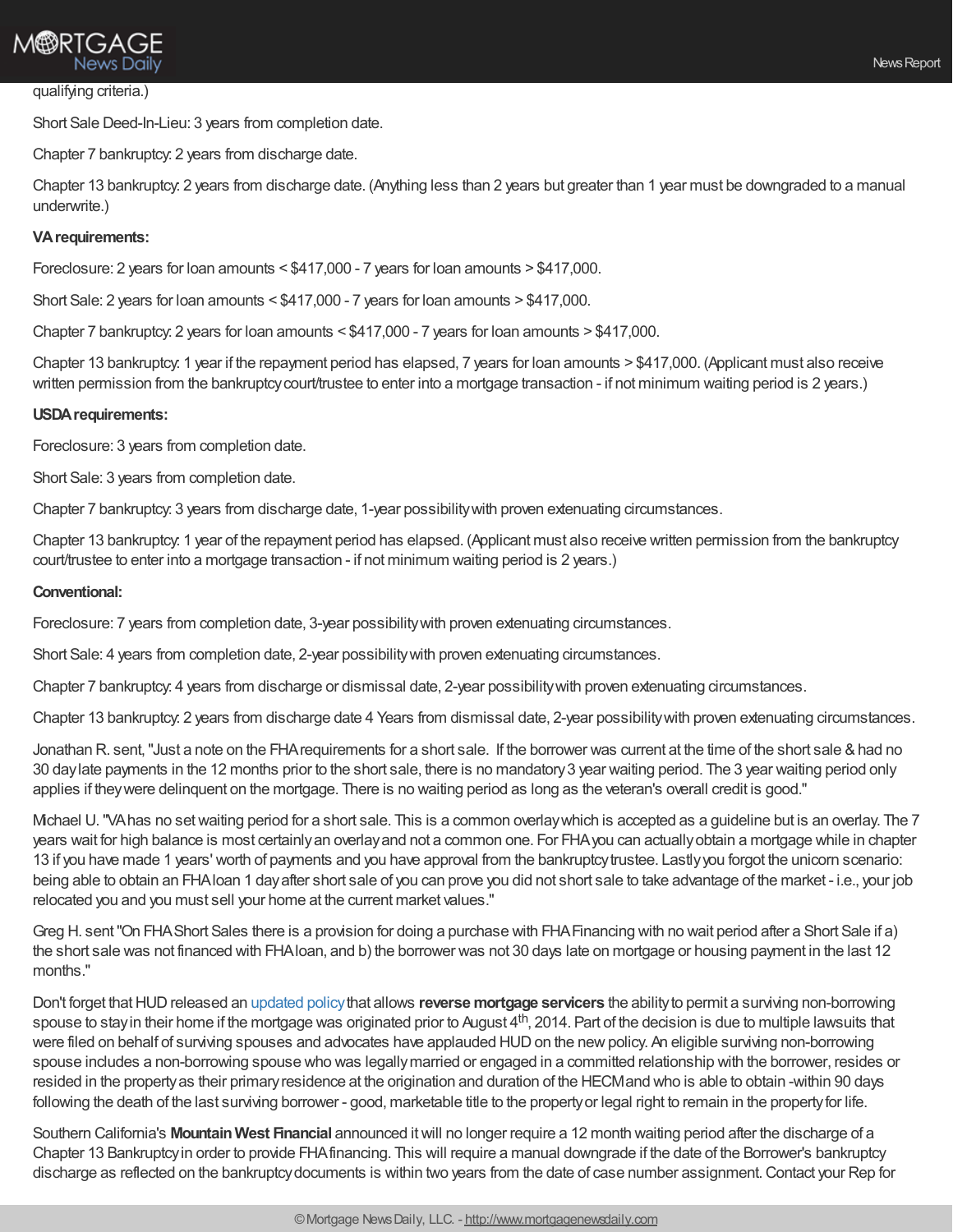qualifying criteria.)

Short Sale Deed-In-Lieu: 3 years from completion date.

Chapter 7 bankruptcy: 2 years from discharge date.

Chapter 13 bankruptcy: 2 years from discharge date. (Anything less than 2 years but greater than 1 year must be downgraded to a manual underwrite.)

**VA requirements:**

Foreclosure: 2 years for loan amounts < $417,000 - 7 years for loan amounts > $417,000.

Short Sale: 2 years for loan amounts < $417,000 - 7 years for loan amounts > $417,000.

Chapter 7 bankruptcy: 2 years for loan amounts < $417,000 - 7 years for loan amounts > $417,000.

Chapter 13 bankruptcy: 1 year if the repayment period has elapsed, 7 years for loan amounts > $417,000. (Applicant must also receive written permission from the bankruptcy court/trustee to enter into a mortgage transaction - if not minimum waiting period is 2 years.)

**USDA requirements:**

Foreclosure: 3 years from completion date.

Short Sale: 3 years from completion date.

Chapter 7 bankruptcy: 3 years from discharge date, 1-year possibility with proven extenuating circumstances.

Chapter 13 bankruptcy: 1 year of the repayment period has elapsed. (Applicant must also receive written permission from the bankruptcy court/trustee to enter into a mortgage transaction - if not minimum waiting period is 2 years.)

**Conventional:**

Foreclosure: 7 years from completion date, 3-year possibility with proven extenuating circumstances.

Short Sale: 4 years from completion date, 2-year possibility with proven extenuating circumstances.

Chapter 7 bankruptcy: 4 years from discharge or dismissal date, 2-year possibility with proven extenuating circumstances.

Chapter 13 bankruptcy: 2 years from discharge date 4 Years from dismissal date, 2-year possibility with proven extenuating circumstances.

Jonathan R. sent, "Just a note on the FHA requirements for a short sale. If the borrower was current at the time of the short sale & had no 30 day late payments in the 12 months prior to the short sale, there is no mandatory 3 year waiting period. The 3 year waiting period only applies if they were delinquent on the mortgage. There is no waiting period as long as the veteran's overall credit is good."

Michael U. "VA has no set waiting period for a short sale. This is a common overlay which is accepted as a guideline but is an overlay. The 7 years wait for high balance is most certainly an overlay and not a common one. For FHA you can actually obtain a mortgage while in chapter 13 if you have made 1 years' worth of payments and you have approval from the bankruptcy trustee. Lastly you forgot the unicorn scenario: being able to obtain an FHA loan 1 day after short sale of you can prove you did not short sale to take advantage of the market - i.e., your job relocated you and you must sell your home at the current market values."

Greg H. sent "On FHA Short Sales there is a provision for doing a purchase with FHA Financing with no wait period after a Short Sale if a) the short sale was not financed with FHA loan, and b) the borrower was not 30 days late on mortgage or housing payment in the last 12 months."

Don't forget that HUD released an updated policy that allows **reverse mortgage servicers** the ability to permit a surviving non-borrowing spouse to stay in their home if the mortgage was originated prior to August 4th, 2014. Part of the decision is due to multiple lawsuits that were filed on behalf of surviving spouses and advocates have applauded HUD on the new policy. An eligible surviving non-borrowing spouse includes a non-borrowing spouse who was legally married or engaged in a committed relationship with the borrower, resides or resided in the property as their primary residence at the origination and duration of the HECM and who is able to obtain -within 90 days following the death of the last surviving borrower - good, marketable title to the property or legal right to remain in the property for life.

Southern California's **Mountain West Financial** announced it will no longer require a 12 month waiting period after the discharge of a Chapter 13 Bankruptcy in order to provide FHA financing. This will require a manual downgrade if the date of the Borrower's bankruptcy discharge as reflected on the bankruptcy documents is within two years from the date of case number assignment. Contact your Rep for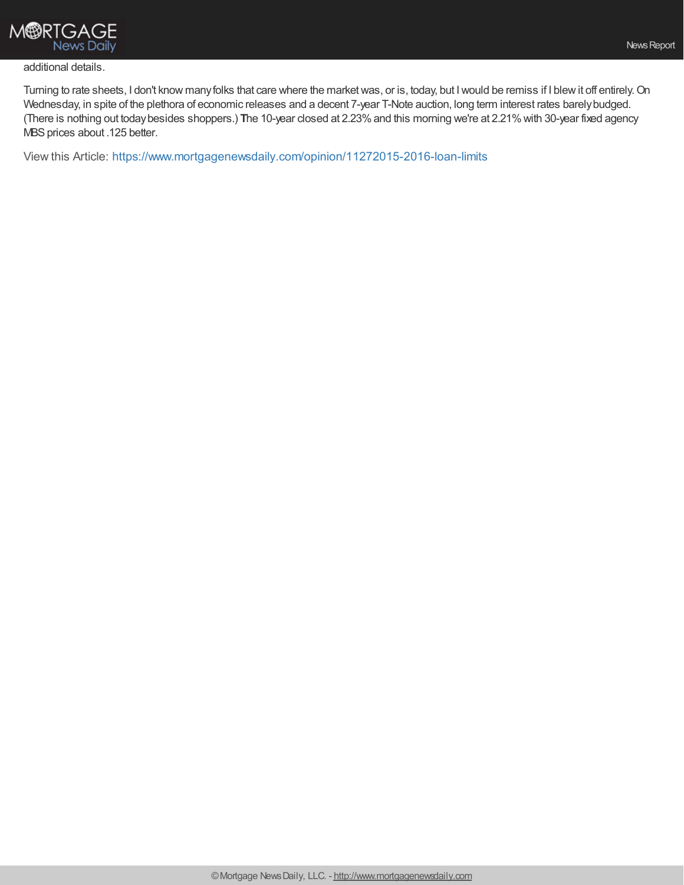additional details.

Turning to rate sheets, I don't know many folks that care where the market was, or is, today, but I would be remiss if I blew it off entirely. On Wednesday, in spite of the plethora of economic releases and a decent 7-year T-Note auction, long term interest rates barely budged. (There is nothing out today besides shoppers.) The 10-year closed at 2.23% and this morning we're at 2.21% with 30-year fixed agency MBS prices about .125 better.

View this Article: https://www.mortgagenewsdaily.com/opinion/11272015-2016-loan-limits